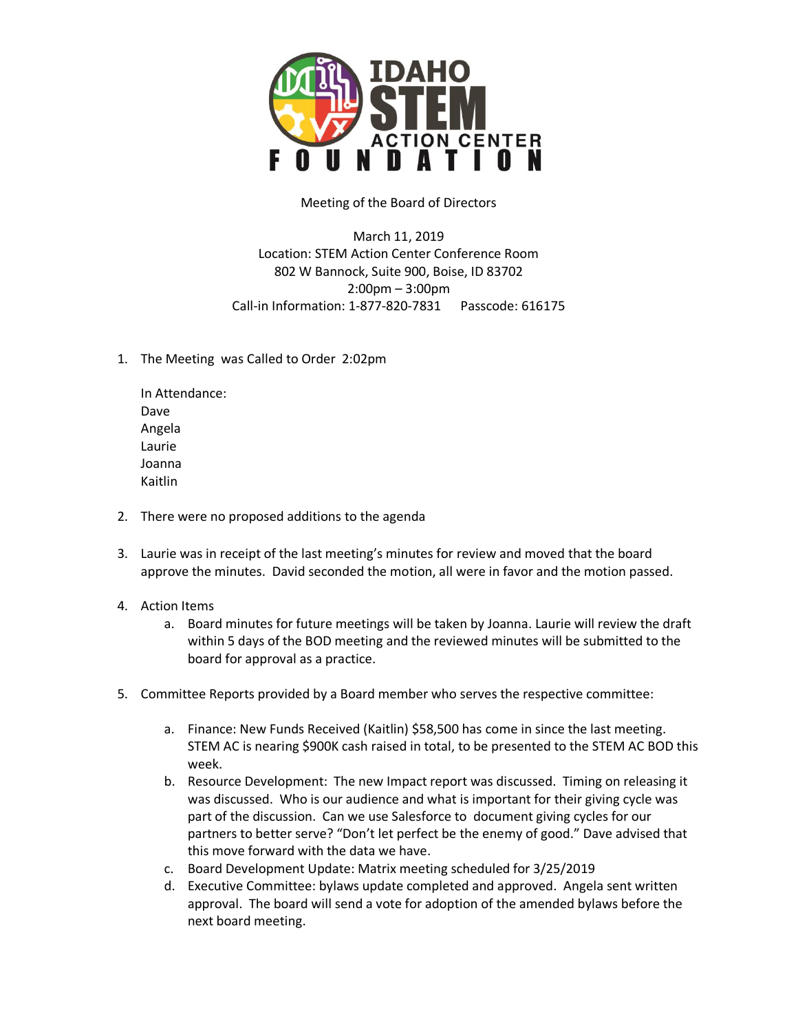# IDAHO STEM ACTION CENTER FOUNDATION

Meeting of the Board of Directors

March 11, 2019
Location: STEM Action Center Conference Room
802 W Bannock, Suite 900, Boise, ID 83702
2:00pm – 3:00pm
Call-in Information: 1-877-820-7831 Passcode: 616175

1. The Meeting was Called to Order 2:02pm

   In Attendance:
   Dave
   Angela
   Laurie
   Joanna
   Kaitlin

2. There were no proposed additions to the agenda

3. Laurie was in receipt of the last meeting's minutes for review and moved that the board approve the minutes. David seconded the motion, all were in favor and the motion passed.

4. Action Items
   a. Board minutes for future meetings will be taken by Joanna. Laurie will review the draft within 5 days of the BOD meeting and the reviewed minutes will be submitted to the board for approval as a practice.

5. Committee Reports provided by a Board member who serves the respective committee:

   a. Finance: New Funds Received (Kaitlin) $58,500 has come in since the last meeting. STEM AC is nearing $900K cash raised in total, to be presented to the STEM AC BOD this week.
   b. Resource Development: The new Impact report was discussed. Timing on releasing it was discussed. Who is our audience and what is important for their giving cycle was part of the discussion. Can we use Salesforce to document giving cycles for our partners to better serve? "Don't let perfect be the enemy of good." Dave advised that this move forward with the data we have.
   c. Board Development Update: Matrix meeting scheduled for 3/25/2019
   d. Executive Committee: bylaws update completed and approved. Angela sent written approval. The board will send a vote for adoption of the amended bylaws before the next board meeting.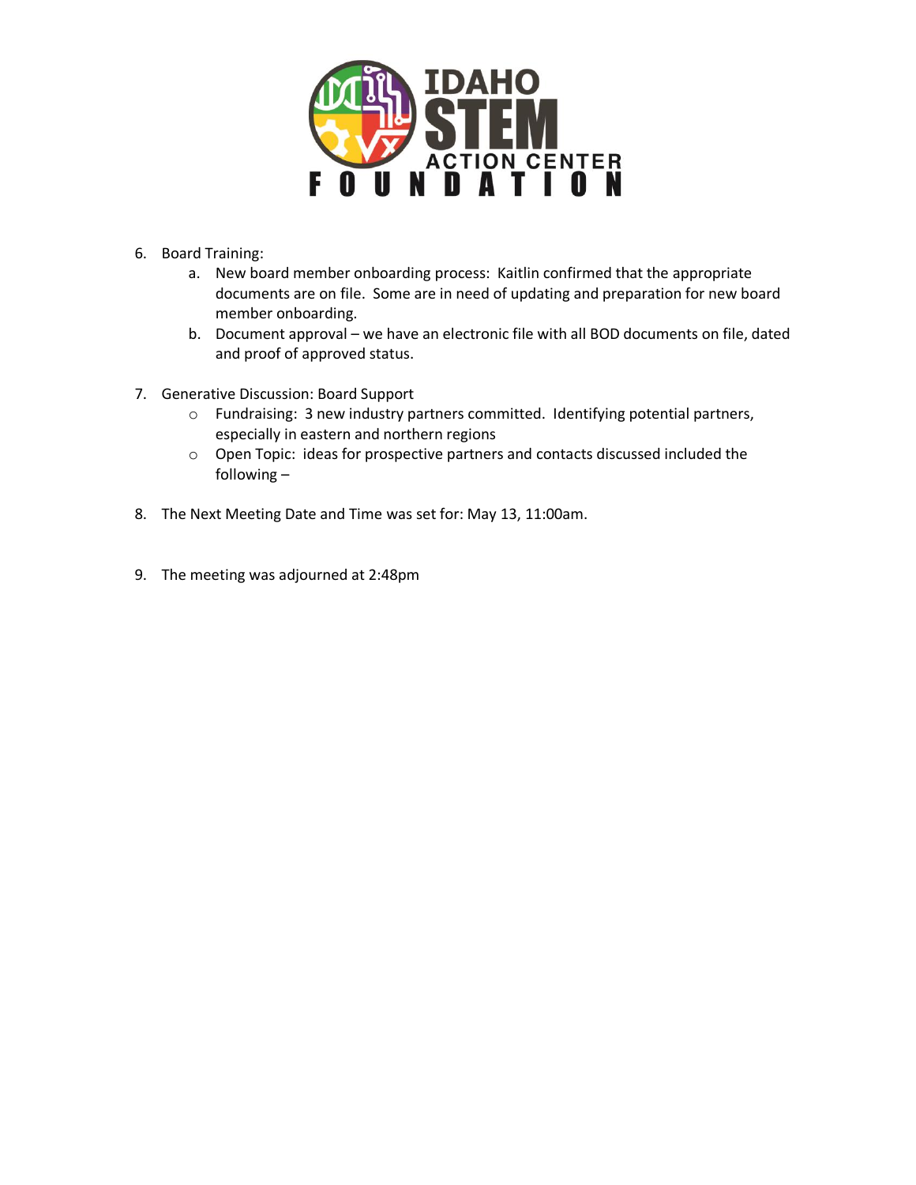6. Board Training:
   a. New board member onboarding process: Kaitlin confirmed that the appropriate documents are on file. Some are in need of updating and preparation for new board member onboarding.
   b. Document approval – we have an electronic file with all BOD documents on file, dated and proof of approved status.

7. Generative Discussion: Board Support
   - Fundraising: 3 new industry partners committed. Identifying potential partners, especially in eastern and northern regions
   - Open Topic: ideas for prospective partners and contacts discussed included the following –

8. The Next Meeting Date and Time was set for: May 13, 11:00am.

9. The meeting was adjourned at 2:48pm